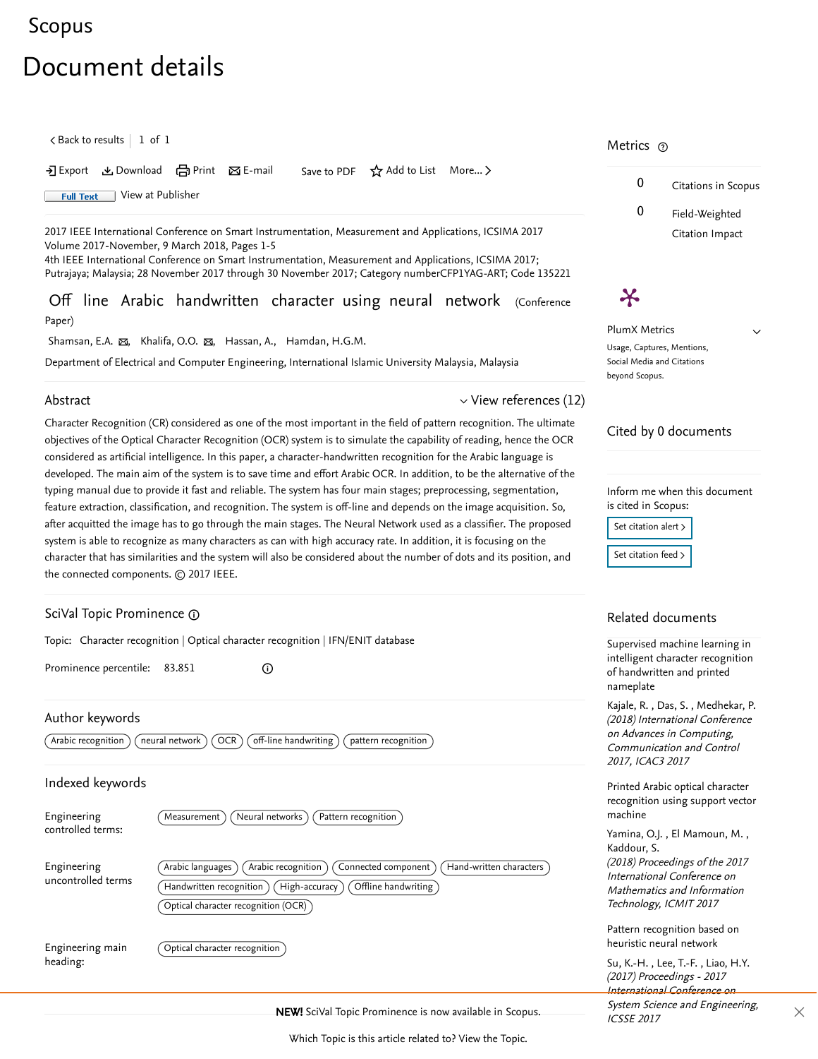Scopus

# Document details

< Back to results | 1 of 1

Export  Download  Print  E-mail  Save to PDF  Add to List  More...

Full Text  View at Publisher

2017 IEEE International Conference on Smart Instrumentation, Measurement and Applications, ICSIMA 2017
Volume 2017-November, 9 March 2018, Pages 1-5
4th IEEE International Conference on Smart Instrumentation, Measurement and Applications, ICSIMA 2017; Putrajaya; Malaysia; 28 November 2017 through 30 November 2017; Category numberCFP1YAG-ART; Code 135221

## Off line Arabic handwritten character using neural network (Conference Paper)

Shamsan, E.A., Khalifa, O.O., Hassan, A., Hamdan, H.G.M.

Department of Electrical and Computer Engineering, International Islamic University Malaysia, Malaysia

### Abstract

View references (12)

Character Recognition (CR) considered as one of the most important in the field of pattern recognition. The ultimate objectives of the Optical Character Recognition (OCR) system is to simulate the capability of reading, hence the OCR considered as artificial intelligence. In this paper, a character-handwritten recognition for the Arabic language is developed. The main aim of the system is to save time and effort Arabic OCR. In addition, to be the alternative of the typing manual due to provide it fast and reliable. The system has four main stages; preprocessing, segmentation, feature extraction, classification, and recognition. The system is off-line and depends on the image acquisition. So, after acquitted the image has to go through the main stages. The Neural Network used as a classifier. The proposed system is able to recognize as many characters as can with high accuracy rate. In addition, it is focusing on the character that has similarities and the system will also be considered about the number of dots and its position, and the connected components. © 2017 IEEE.

### SciVal Topic Prominence

Topic: Character recognition | Optical character recognition | IFN/ENIT database

Prominence percentile: 83.851

### Author keywords

Arabic recognition | neural network | OCR | off-line handwriting | pattern recognition

### Indexed keywords

Engineering controlled terms: Measurement | Neural networks | Pattern recognition

Engineering uncontrolled terms: Arabic languages | Arabic recognition | Connected component | Hand-written characters | Handwritten recognition | High-accuracy | Offline handwriting | Optical character recognition (OCR)

Engineering main heading: Optical character recognition

### Metrics

0 Citations in Scopus

0 Field-Weighted Citation Impact

PlumX Metrics
Usage, Captures, Mentions, Social Media and Citations beyond Scopus.

### Cited by 0 documents

Inform me when this document is cited in Scopus:

Set citation alert >

Set citation feed >

### Related documents

Supervised machine learning in intelligent character recognition of handwritten and printed nameplate
Kajale, R. , Das, S. , Medhekar, P.
*(2018) International Conference on Advances in Computing, Communication and Control 2017, ICAC3 2017*

Printed Arabic optical character recognition using support vector machine
Yamina, O.J. , El Mamoun, M. , Kaddour, S.
*(2018) Proceedings of the 2017 International Conference on Mathematics and Information Technology, ICMIT 2017*

Pattern recognition based on heuristic neural network
Su, K.-H. , Lee, T.-F. , Liao, H.Y.
*(2017) Proceedings - 2017 International Conference on System Science and Engineering, ICSSE 2017*

**NEW!** SciVal Topic Prominence is now available in Scopus.

Which Topic is this article related to? View the Topic.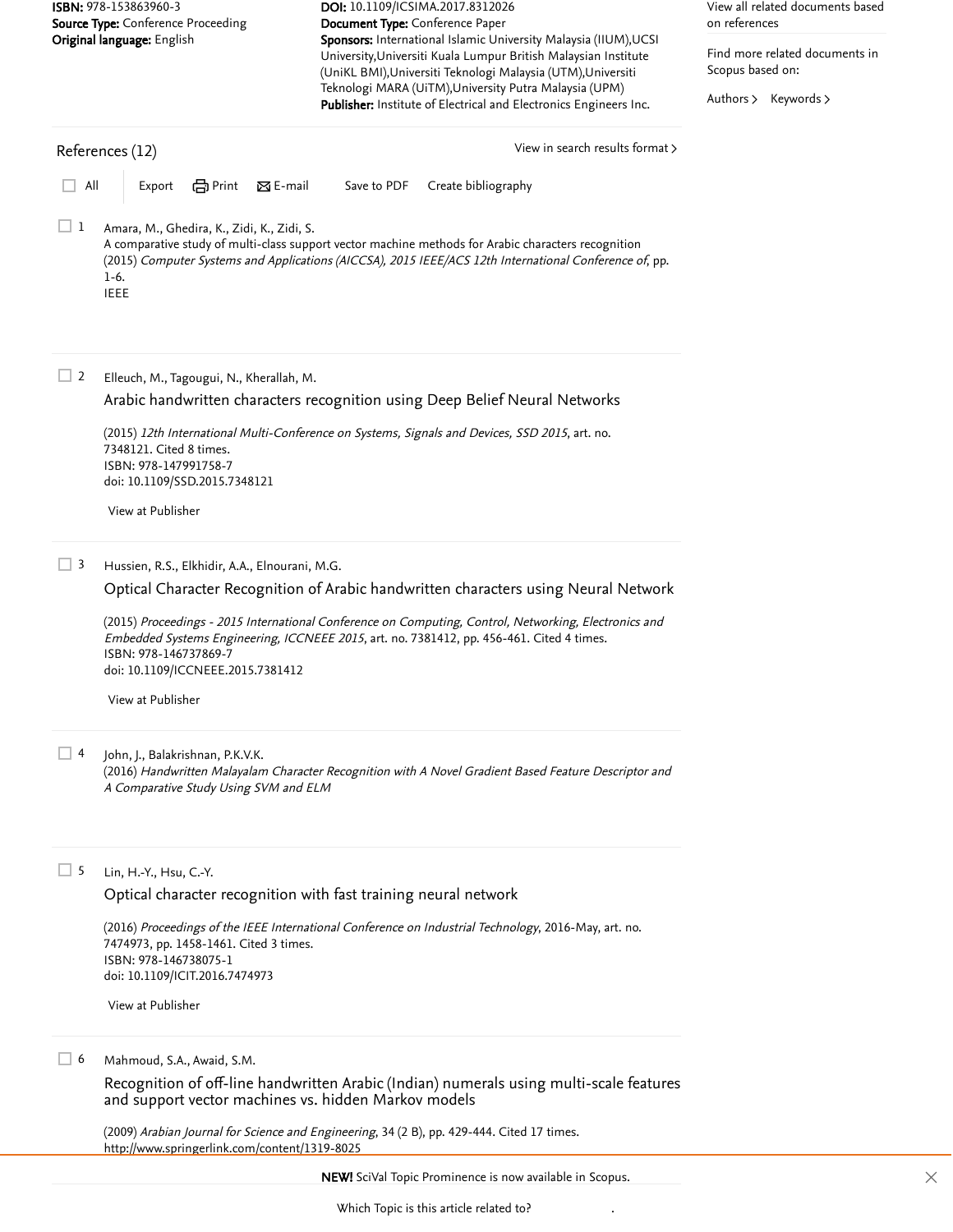**ISBN:** 978-153863960-3
**Source Type:** Conference Proceeding
**Original language:** English

**DOI:** 10.1109/ICSIMA.2017.8312026
**Document Type:** Conference Paper
**Sponsors:** International Islamic University Malaysia (IIUM),UCSI University,Universiti Kuala Lumpur British Malaysian Institute (UniKL BMI),Universiti Teknologi Malaysia (UTM),Universiti Teknologi MARA (UiTM),University Putra Malaysia (UPM)
**Publisher:** Institute of Electrical and Electronics Engineers Inc.

View all related documents based on references

Find more related documents in Scopus based on:

Authors > Keywords >

## References (12)

View in search results format >

All Export Print E-mail Save to PDF Create bibliography

1. Amara, M., Ghedira, K., Zidi, K., Zidi, S.
A comparative study of multi-class support vector machine methods for Arabic characters recognition
(2015) *Computer Systems and Applications (AICCSA), 2015 IEEE/ACS 12th International Conference of*, pp. 1-6.
IEEE

2. Elleuch, M., Tagougui, N., Kherallah, M.
Arabic handwritten characters recognition using Deep Belief Neural Networks
(2015) *12th International Multi-Conference on Systems, Signals and Devices, SSD 2015*, art. no. 7348121. Cited 8 times.
ISBN: 978-147991758-7
doi: 10.1109/SSD.2015.7348121
View at Publisher

3. Hussien, R.S., Elkhidir, A.A., Elnourani, M.G.
Optical Character Recognition of Arabic handwritten characters using Neural Network
(2015) *Proceedings - 2015 International Conference on Computing, Control, Networking, Electronics and Embedded Systems Engineering, ICCNEEE 2015*, art. no. 7381412, pp. 456-461. Cited 4 times.
ISBN: 978-146737869-7
doi: 10.1109/ICCNEEE.2015.7381412
View at Publisher

4. John, J., Balakrishnan, P.K.V.K.
(2016) *Handwritten Malayalam Character Recognition with A Novel Gradient Based Feature Descriptor and A Comparative Study Using SVM and ELM*

5. Lin, H.-Y., Hsu, C.-Y.
Optical character recognition with fast training neural network
(2016) *Proceedings of the IEEE International Conference on Industrial Technology*, 2016-May, art. no. 7474973, pp. 1458-1461. Cited 3 times.
ISBN: 978-146738075-1
doi: 10.1109/ICIT.2016.7474973
View at Publisher

6. Mahmoud, S.A., Awaid, S.M.
Recognition of off-line handwritten Arabic (Indian) numerals using multi-scale features and support vector machines vs. hidden Markov models
(2009) *Arabian Journal for Science and Engineering*, 34 (2 B), pp. 429-444. Cited 17 times.
http://www.springerlink.com/content/1319-8025

**NEW!** SciVal Topic Prominence is now available in Scopus.

Which Topic is this article related to?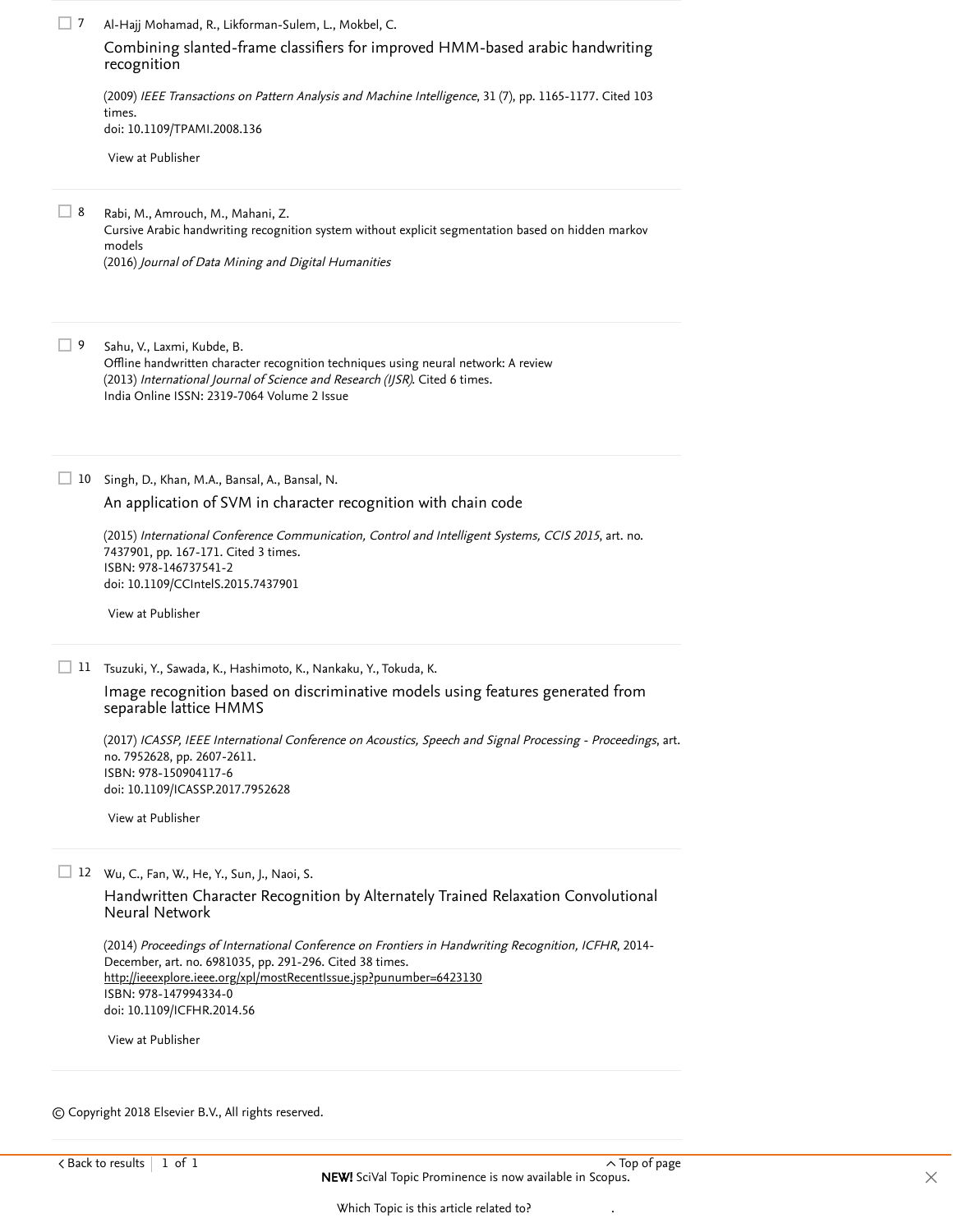7 Al-Hajj Mohamad, R., Likforman-Sulem, L., Mokbel, C.

Combining slanted-frame classifiers for improved HMM-based arabic handwriting recognition

(2009) *IEEE Transactions on Pattern Analysis and Machine Intelligence*, 31 (7), pp. 1165-1177. Cited 103 times.
doi: 10.1109/TPAMI.2008.136

View at Publisher

---

8 Rabi, M., Amrouch, M., Mahani, Z.
Cursive Arabic handwriting recognition system without explicit segmentation based on hidden markov models
(2016) *Journal of Data Mining and Digital Humanities*

---

9 Sahu, V., Laxmi, Kubde, B.
Offline handwritten character recognition techniques using neural network: A review
(2013) *International Journal of Science and Research (IJSR)*. Cited 6 times.
India Online ISSN: 2319-7064 Volume 2 Issue

---

10 Singh, D., Khan, M.A., Bansal, A., Bansal, N.

An application of SVM in character recognition with chain code

(2015) *International Conference Communication, Control and Intelligent Systems, CCIS 2015*, art. no. 7437901, pp. 167-171. Cited 3 times.
ISBN: 978-146737541-2
doi: 10.1109/CCIntelS.2015.7437901

View at Publisher

---

11 Tsuzuki, Y., Sawada, K., Hashimoto, K., Nankaku, Y., Tokuda, K.

Image recognition based on discriminative models using features generated from separable lattice HMMS

(2017) *ICASSP, IEEE International Conference on Acoustics, Speech and Signal Processing - Proceedings*, art. no. 7952628, pp. 2607-2611.
ISBN: 978-150904117-6
doi: 10.1109/ICASSP.2017.7952628

View at Publisher

---

12 Wu, C., Fan, W., He, Y., Sun, J., Naoi, S.

Handwritten Character Recognition by Alternately Trained Relaxation Convolutional Neural Network

(2014) *Proceedings of International Conference on Frontiers in Handwriting Recognition, ICFHR*, 2014-December, art. no. 6981035, pp. 291-296. Cited 38 times.
http://ieeexplore.ieee.org/xpl/mostRecentIssue.jsp?punumber=6423130
ISBN: 978-147994334-0
doi: 10.1109/ICFHR.2014.56

View at Publisher

---

© Copyright 2018 Elsevier B.V., All rights reserved.

< Back to results | 1 of 1

^ Top of page

**NEW!** SciVal Topic Prominence is now available in Scopus.

Which Topic is this article related to?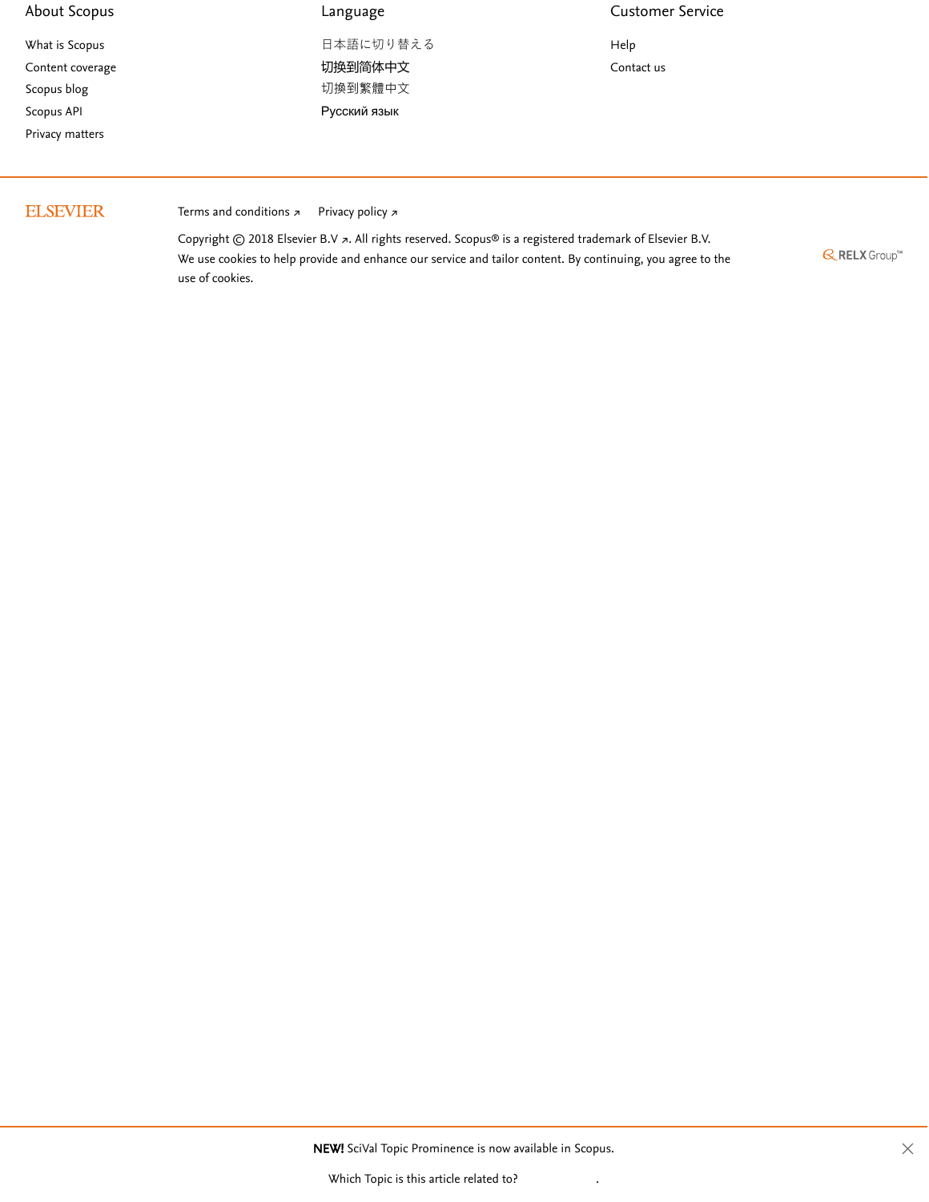## About Scopus

What is Scopus

Content coverage

Scopus blog

Scopus API

Privacy matters

## Language

日本語に切り替える

切换到简体中文

切換到繁體中文

Русский язык

## Customer Service

Help

Contact us

ELSEVIER

Terms and conditions ↗ Privacy policy ↗

Copyright © 2018 Elsevier B.V ↗. All rights reserved. Scopus® is a registered trademark of Elsevier B.V.
We use cookies to help provide and enhance our service and tailor content. By continuing, you agree to the use of cookies.

RELX Group™

**NEW!** SciVal Topic Prominence is now available in Scopus.

Which Topic is this article related to? .